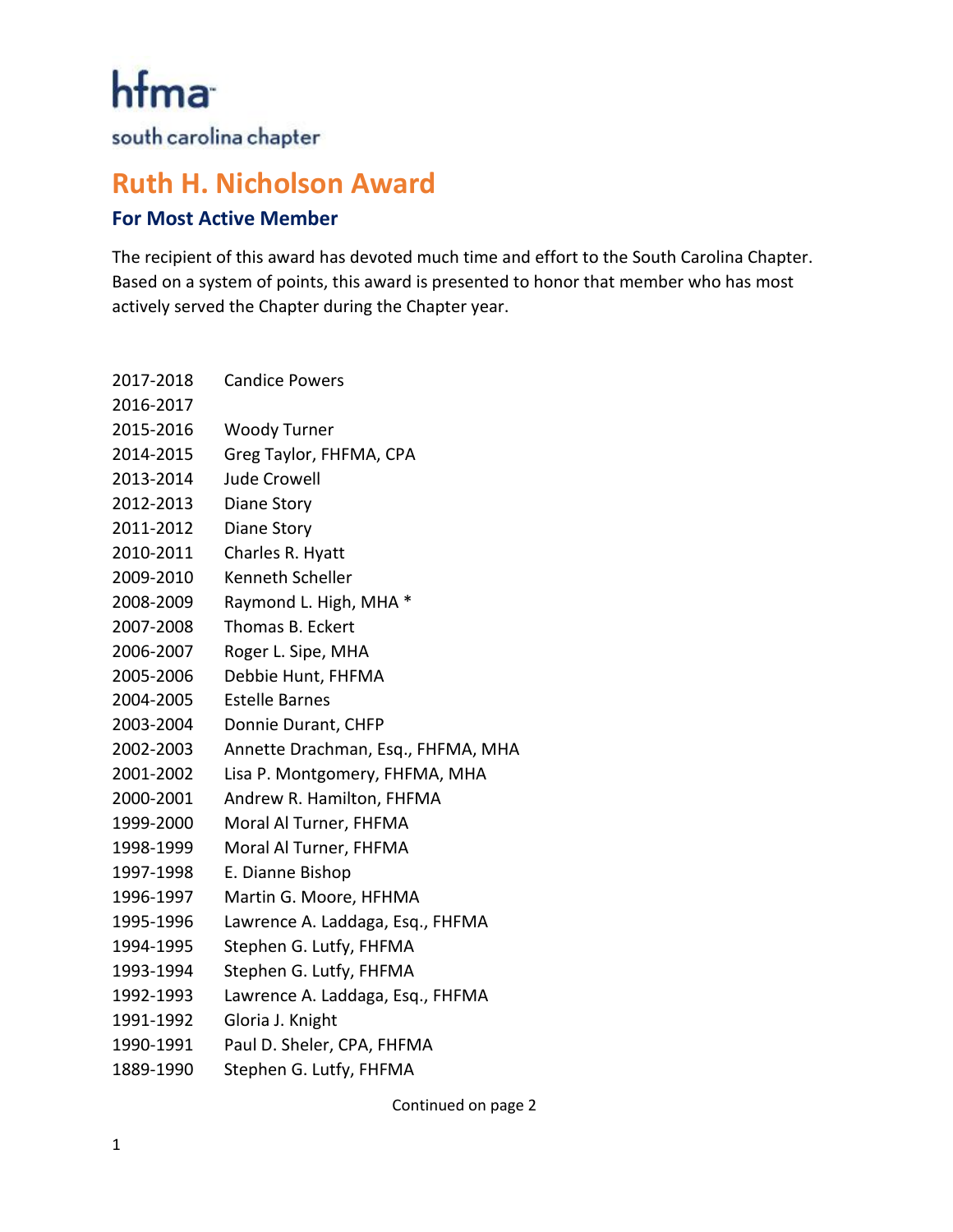hfma

south carolina chapter

# Ruth H. Nicholson Award

## For Most Active Member

The recipient of this award has devoted much time and effort to the South Carolina Chapter. Based on a system of points, this award is presented to honor that member who has most actively served the Chapter during the Chapter year.

| | |
|---|---|
| 2017-2018 | Candice Powers |
| 2016-2017 | |
| 2015-2016 | Woody Turner |
| 2014-2015 | Greg Taylor, FHFMA, CPA |
| 2013-2014 | Jude Crowell |
| 2012-2013 | Diane Story |
| 2011-2012 | Diane Story |
| 2010-2011 | Charles R. Hyatt |
| 2009-2010 | Kenneth Scheller |
| 2008-2009 | Raymond L. High, MHA * |
| 2007-2008 | Thomas B. Eckert |
| 2006-2007 | Roger L. Sipe, MHA |
| 2005-2006 | Debbie Hunt, FHFMA |
| 2004-2005 | Estelle Barnes |
| 2003-2004 | Donnie Durant, CHFP |
| 2002-2003 | Annette Drachman, Esq., FHFMA, MHA |
| 2001-2002 | Lisa P. Montgomery, FHFMA, MHA |
| 2000-2001 | Andrew R. Hamilton, FHFMA |
| 1999-2000 | Moral Al Turner, FHFMA |
| 1998-1999 | Moral Al Turner, FHFMA |
| 1997-1998 | E. Dianne Bishop |
| 1996-1997 | Martin G. Moore, HFHMA |
| 1995-1996 | Lawrence A. Laddaga, Esq., FHFMA |
| 1994-1995 | Stephen G. Lutfy, FHFMA |
| 1993-1994 | Stephen G. Lutfy, FHFMA |
| 1992-1993 | Lawrence A. Laddaga, Esq., FHFMA |
| 1991-1992 | Gloria J. Knight |
| 1990-1991 | Paul D. Sheler, CPA, FHFMA |
| 1889-1990 | Stephen G. Lutfy, FHFMA |

Continued on page 2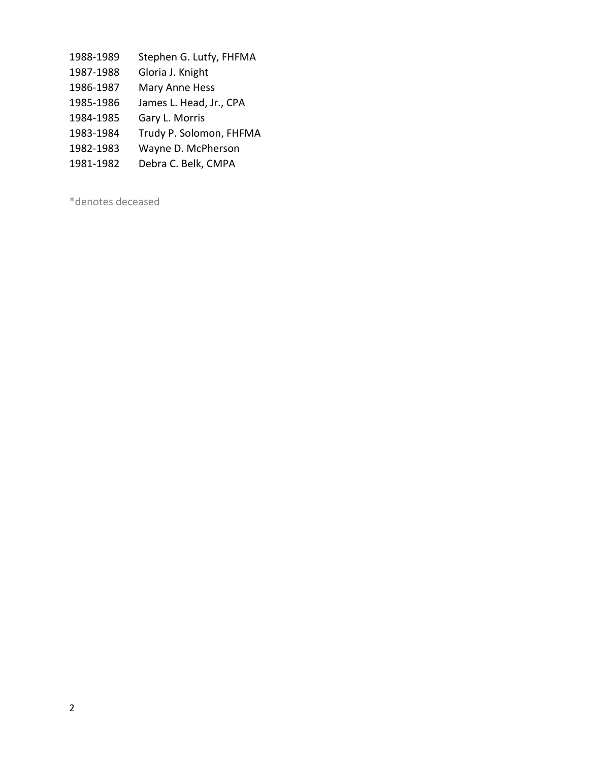| | |
|---|---|
| 1988-1989 | Stephen G. Lutfy, FHFMA |
| 1987-1988 | Gloria J. Knight |
| 1986-1987 | Mary Anne Hess |
| 1985-1986 | James L. Head, Jr., CPA |
| 1984-1985 | Gary L. Morris |
| 1983-1984 | Trudy P. Solomon, FHFMA |
| 1982-1983 | Wayne D. McPherson |
| 1981-1982 | Debra C. Belk, CMPA |

*denotes deceased